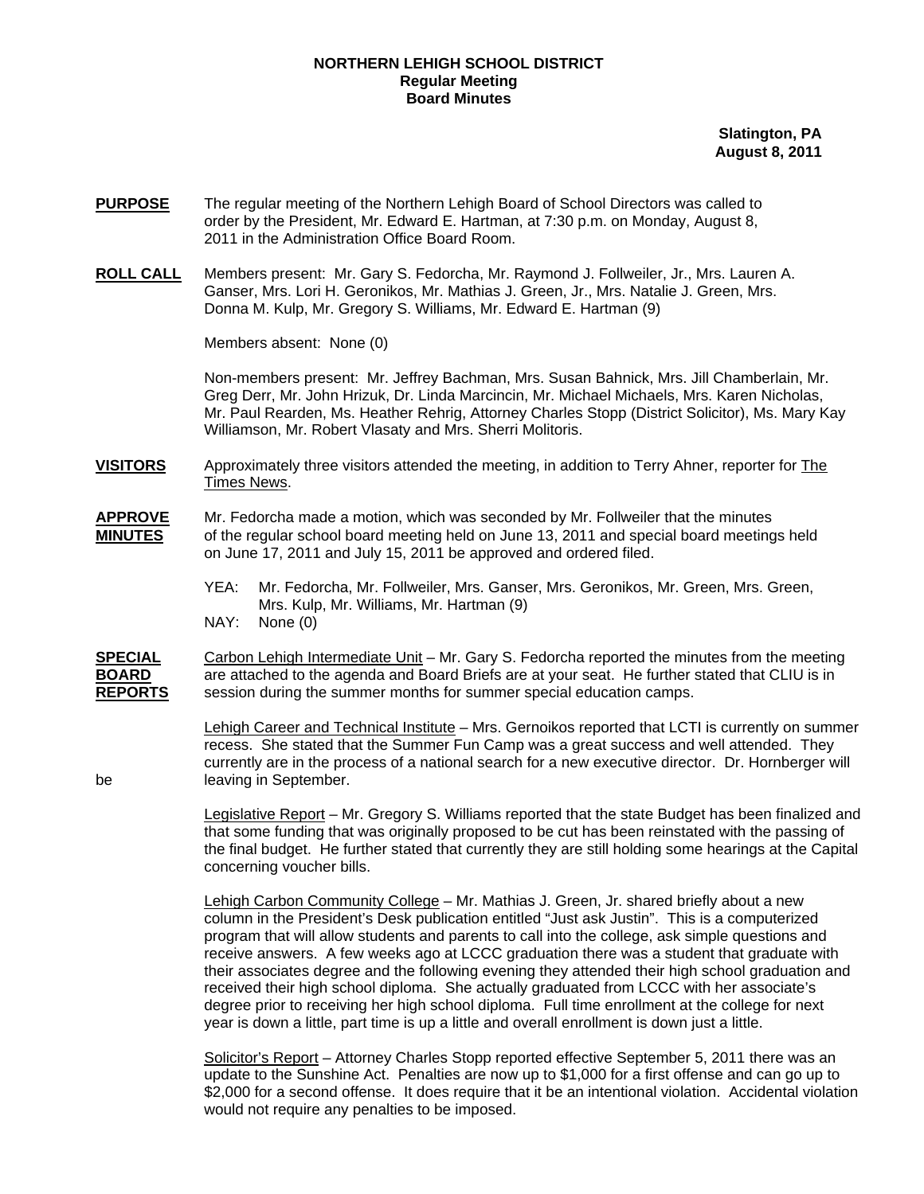**NORTHERN LEHIGH SCHOOL DISTRICT**
**Regular Meeting**
**Board Minutes**

**Slatington, PA**
**August 8, 2011**

**PURPOSE** The regular meeting of the Northern Lehigh Board of School Directors was called to order by the President, Mr. Edward E. Hartman, at 7:30 p.m. on Monday, August 8, 2011 in the Administration Office Board Room.

**ROLL CALL** Members present: Mr. Gary S. Fedorcha, Mr. Raymond J. Follweiler, Jr., Mrs. Lauren A. Ganser, Mrs. Lori H. Geronikos, Mr. Mathias J. Green, Jr., Mrs. Natalie J. Green, Mrs. Donna M. Kulp, Mr. Gregory S. Williams, Mr. Edward E. Hartman (9)

Members absent: None (0)

Non-members present: Mr. Jeffrey Bachman, Mrs. Susan Bahnick, Mrs. Jill Chamberlain, Mr. Greg Derr, Mr. John Hrizuk, Dr. Linda Marcincin, Mr. Michael Michaels, Mrs. Karen Nicholas, Mr. Paul Rearden, Ms. Heather Rehrig, Attorney Charles Stopp (District Solicitor), Ms. Mary Kay Williamson, Mr. Robert Vlasaty and Mrs. Sherri Molitoris.

**VISITORS** Approximately three visitors attended the meeting, in addition to Terry Ahner, reporter for The Times News.

**APPROVE MINUTES** Mr. Fedorcha made a motion, which was seconded by Mr. Follweiler that the minutes of the regular school board meeting held on June 13, 2011 and special board meetings held on June 17, 2011 and July 15, 2011 be approved and ordered filed.

YEA: Mr. Fedorcha, Mr. Follweiler, Mrs. Ganser, Mrs. Geronikos, Mr. Green, Mrs. Green, Mrs. Kulp, Mr. Williams, Mr. Hartman (9)
NAY: None (0)

**SPECIAL BOARD REPORTS** Carbon Lehigh Intermediate Unit – Mr. Gary S. Fedorcha reported the minutes from the meeting are attached to the agenda and Board Briefs are at your seat. He further stated that CLIU is in session during the summer months for summer special education camps.

Lehigh Career and Technical Institute – Mrs. Gernoikos reported that LCTI is currently on summer recess. She stated that the Summer Fun Camp was a great success and well attended. They currently are in the process of a national search for a new executive director. Dr. Hornberger will be leaving in September.

Legislative Report – Mr. Gregory S. Williams reported that the state Budget has been finalized and that some funding that was originally proposed to be cut has been reinstated with the passing of the final budget. He further stated that currently they are still holding some hearings at the Capital concerning voucher bills.

Lehigh Carbon Community College – Mr. Mathias J. Green, Jr. shared briefly about a new column in the President's Desk publication entitled "Just ask Justin". This is a computerized program that will allow students and parents to call into the college, ask simple questions and receive answers. A few weeks ago at LCCC graduation there was a student that graduate with their associates degree and the following evening they attended their high school graduation and received their high school diploma. She actually graduated from LCCC with her associate's degree prior to receiving her high school diploma. Full time enrollment at the college for next year is down a little, part time is up a little and overall enrollment is down just a little.

Solicitor's Report – Attorney Charles Stopp reported effective September 5, 2011 there was an update to the Sunshine Act. Penalties are now up to $1,000 for a first offense and can go up to $2,000 for a second offense. It does require that it be an intentional violation. Accidental violation would not require any penalties to be imposed.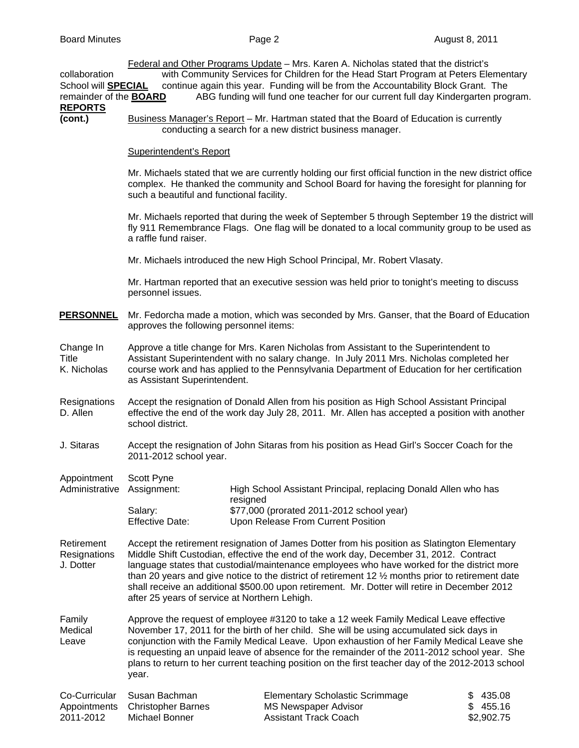**SPECIAL BOARD REPORTS (cont.)**

Federal and Other Programs Update – Mrs. Karen A. Nicholas stated that the district's collaboration with Community Services for Children for the Head Start Program at Peters Elementary School will continue again this year. Funding will be from the Accountability Block Grant. The remainder of the ABG funding will fund one teacher for our current full day Kindergarten program.

Business Manager's Report – Mr. Hartman stated that the Board of Education is currently conducting a search for a new district business manager.

Superintendent's Report

Mr. Michaels stated that we are currently holding our first official function in the new district office complex. He thanked the community and School Board for having the foresight for planning for such a beautiful and functional facility.

Mr. Michaels reported that during the week of September 5 through September 19 the district will fly 911 Remembrance Flags. One flag will be donated to a local community group to be used as a raffle fund raiser.

Mr. Michaels introduced the new High School Principal, Mr. Robert Vlasaty.

Mr. Hartman reported that an executive session was held prior to tonight's meeting to discuss personnel issues.

**PERSONNEL**

Mr. Fedorcha made a motion, which was seconded by Mrs. Ganser, that the Board of Education approves the following personnel items:

Change In Title K. Nicholas – Approve a title change for Mrs. Karen Nicholas from Assistant to the Superintendent to Assistant Superintendent with no salary change. In July 2011 Mrs. Nicholas completed her course work and has applied to the Pennsylvania Department of Education for her certification as Assistant Superintendent.

Resignations D. Allen – Accept the resignation of Donald Allen from his position as High School Assistant Principal effective the end of the work day July 28, 2011. Mr. Allen has accepted a position with another school district.

J. Sitaras – Accept the resignation of John Sitaras from his position as Head Girl's Soccer Coach for the 2011-2012 school year.

Appointment Administrative – Scott Pyne

| | |
|---|---|
| Assignment: | High School Assistant Principal, replacing Donald Allen who has resigned |
| Salary: | $77,000 (prorated 2011-2012 school year) |
| Effective Date: | Upon Release From Current Position |

Retirement Resignations J. Dotter – Accept the retirement resignation of James Dotter from his position as Slatington Elementary Middle Shift Custodian, effective the end of the work day, December 31, 2012. Contract language states that custodial/maintenance employees who have worked for the district more than 20 years and give notice to the district of retirement 12 ½ months prior to retirement date shall receive an additional $500.00 upon retirement. Mr. Dotter will retire in December 2012 after 25 years of service at Northern Lehigh.

Family Medical Leave – Approve the request of employee #3120 to take a 12 week Family Medical Leave effective November 17, 2011 for the birth of her child. She will be using accumulated sick days in conjunction with the Family Medical Leave. Upon exhaustion of her Family Medical Leave she is requesting an unpaid leave of absence for the remainder of the 2011-2012 school year. She plans to return to her current teaching position on the first teacher day of the 2012-2013 school year.

Co-Curricular Appointments 2011-2012

| | | |
|---|---|---|
| Susan Bachman | Elementary Scholastic Scrimmage | $ 435.08 |
| Christopher Barnes | MS Newspaper Advisor | $ 455.16 |
| Michael Bonner | Assistant Track Coach | $2,902.75 |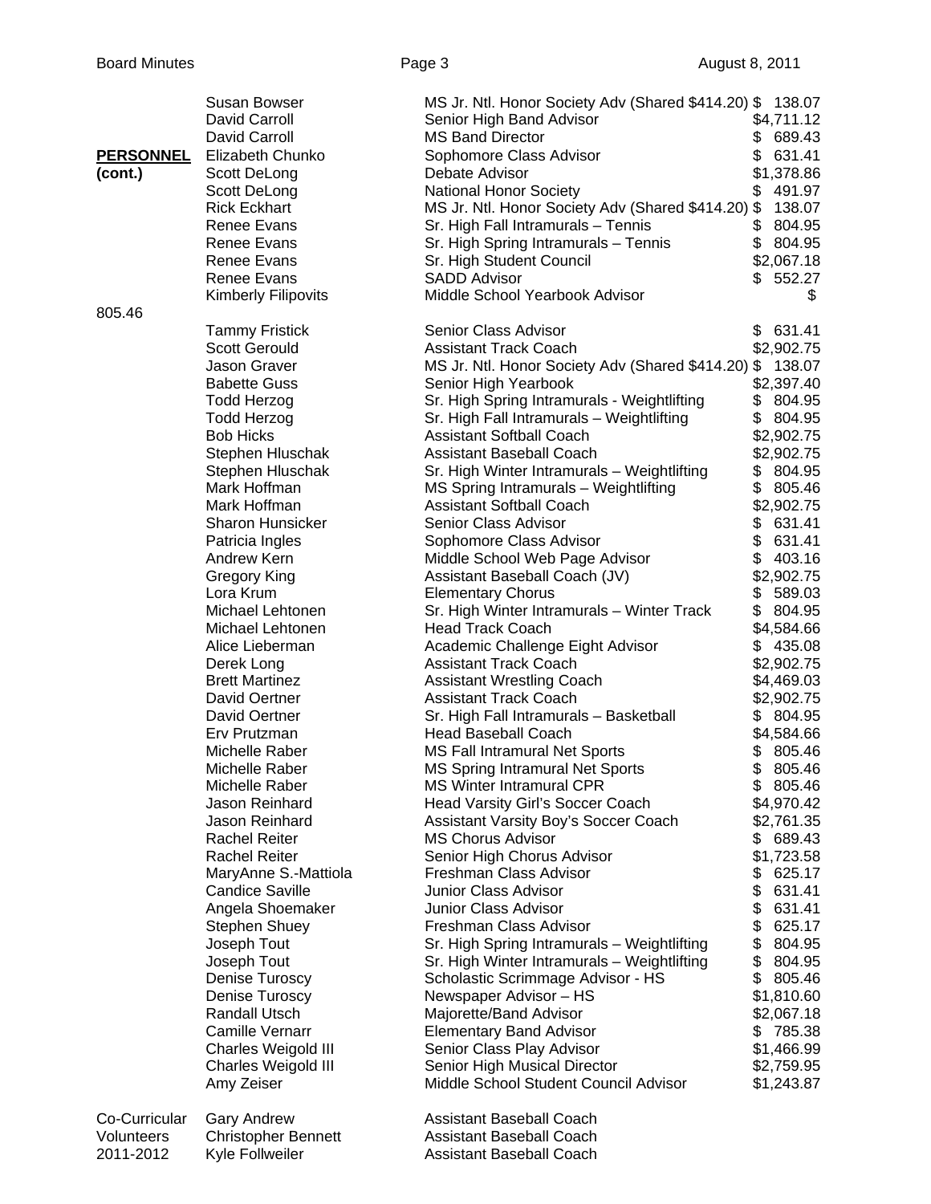| | | | |
|---|---|---|---|
| | Susan Bowser | MS Jr. Ntl. Honor Society Adv (Shared $414.20) | $ 138.07 |
| | David Carroll | Senior High Band Advisor | $4,711.12 |
| | David Carroll | MS Band Director | $ 689.43 |
| **PERSONNEL** | Elizabeth Chunko | Sophomore Class Advisor | $ 631.41 |
| **(cont.)** | Scott DeLong | Debate Advisor | $1,378.86 |
| | Scott DeLong | National Honor Society | $ 491.97 |
| | Rick Eckhart | MS Jr. Ntl. Honor Society Adv (Shared $414.20) | $ 138.07 |
| | Renee Evans | Sr. High Fall Intramurals – Tennis | $ 804.95 |
| | Renee Evans | Sr. High Spring Intramurals – Tennis | $ 804.95 |
| | Renee Evans | Sr. High Student Council | $2,067.18 |
| | Renee Evans | SADD Advisor | $ 552.27 |
| | Kimberly Filipovits | Middle School Yearbook Advisor | $ 805.46 |
| | Tammy Fristick | Senior Class Advisor | $ 631.41 |
| | Scott Gerould | Assistant Track Coach | $2,902.75 |
| | Jason Graver | MS Jr. Ntl. Honor Society Adv (Shared $414.20) | $ 138.07 |
| | Babette Guss | Senior High Yearbook | $2,397.40 |
| | Todd Herzog | Sr. High Spring Intramurals - Weightlifting | $ 804.95 |
| | Todd Herzog | Sr. High Fall Intramurals – Weightlifting | $ 804.95 |
| | Bob Hicks | Assistant Softball Coach | $2,902.75 |
| | Stephen Hluschak | Assistant Baseball Coach | $2,902.75 |
| | Stephen Hluschak | Sr. High Winter Intramurals – Weightlifting | $ 804.95 |
| | Mark Hoffman | MS Spring Intramurals – Weightlifting | $ 805.46 |
| | Mark Hoffman | Assistant Softball Coach | $2,902.75 |
| | Sharon Hunsicker | Senior Class Advisor | $ 631.41 |
| | Patricia Ingles | Sophomore Class Advisor | $ 631.41 |
| | Andrew Kern | Middle School Web Page Advisor | $ 403.16 |
| | Gregory King | Assistant Baseball Coach (JV) | $2,902.75 |
| | Lora Krum | Elementary Chorus | $ 589.03 |
| | Michael Lehtonen | Sr. High Winter Intramurals – Winter Track | $ 804.95 |
| | Michael Lehtonen | Head Track Coach | $4,584.66 |
| | Alice Lieberman | Academic Challenge Eight Advisor | $ 435.08 |
| | Derek Long | Assistant Track Coach | $2,902.75 |
| | Brett Martinez | Assistant Wrestling Coach | $4,469.03 |
| | David Oertner | Assistant Track Coach | $2,902.75 |
| | David Oertner | Sr. High Fall Intramurals – Basketball | $ 804.95 |
| | Erv Prutzman | Head Baseball Coach | $4,584.66 |
| | Michelle Raber | MS Fall Intramural Net Sports | $ 805.46 |
| | Michelle Raber | MS Spring Intramural Net Sports | $ 805.46 |
| | Michelle Raber | MS Winter Intramural CPR | $ 805.46 |
| | Jason Reinhard | Head Varsity Girl's Soccer Coach | $4,970.42 |
| | Jason Reinhard | Assistant Varsity Boy's Soccer Coach | $2,761.35 |
| | Rachel Reiter | MS Chorus Advisor | $ 689.43 |
| | Rachel Reiter | Senior High Chorus Advisor | $1,723.58 |
| | MaryAnne S.-Mattiola | Freshman Class Advisor | $ 625.17 |
| | Candice Saville | Junior Class Advisor | $ 631.41 |
| | Angela Shoemaker | Junior Class Advisor | $ 631.41 |
| | Stephen Shuey | Freshman Class Advisor | $ 625.17 |
| | Joseph Tout | Sr. High Spring Intramurals – Weightlifting | $ 804.95 |
| | Joseph Tout | Sr. High Winter Intramurals – Weightlifting | $ 804.95 |
| | Denise Turoscy | Scholastic Scrimmage Advisor - HS | $ 805.46 |
| | Denise Turoscy | Newspaper Advisor – HS | $1,810.60 |
| | Randall Utsch | Majorette/Band Advisor | $2,067.18 |
| | Camille Vernarr | Elementary Band Advisor | $ 785.38 |
| | Charles Weigold III | Senior Class Play Advisor | $1,466.99 |
| | Charles Weigold III | Senior High Musical Director | $2,759.95 |
| | Amy Zeiser | Middle School Student Council Advisor | $1,243.87 |

| | | |
|---|---|---|
| Co-Curricular | Gary Andrew | Assistant Baseball Coach |
| Volunteers | Christopher Bennett | Assistant Baseball Coach |
| 2011-2012 | Kyle Follweiler | Assistant Baseball Coach |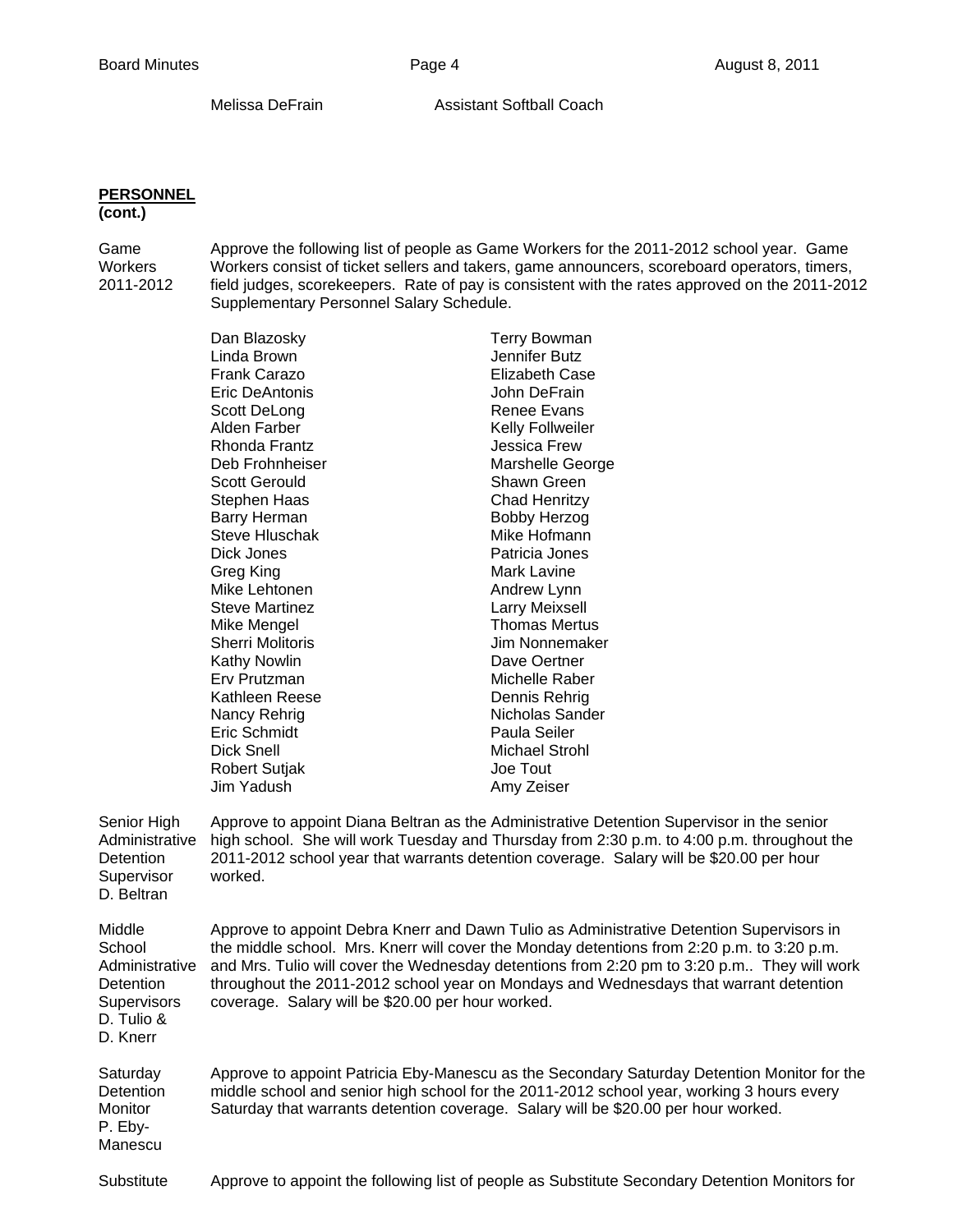Melissa DeFrain Assistant Softball Coach

**PERSONNEL (cont.)**

Game Workers 2011-2012

Approve the following list of people as Game Workers for the 2011-2012 school year. Game Workers consist of ticket sellers and takers, game announcers, scoreboard operators, timers, field judges, scorekeepers. Rate of pay is consistent with the rates approved on the 2011-2012 Supplementary Personnel Salary Schedule.

| | |
|---|---|
| Dan Blazosky | Terry Bowman |
| Linda Brown | Jennifer Butz |
| Frank Carazo | Elizabeth Case |
| Eric DeAntonis | John DeFrain |
| Scott DeLong | Renee Evans |
| Alden Farber | Kelly Follweiler |
| Rhonda Frantz | Jessica Frew |
| Deb Frohnheiser | Marshelle George |
| Scott Gerould | Shawn Green |
| Stephen Haas | Chad Henritzy |
| Barry Herman | Bobby Herzog |
| Steve Hluschak | Mike Hofmann |
| Dick Jones | Patricia Jones |
| Greg King | Mark Lavine |
| Mike Lehtonen | Andrew Lynn |
| Steve Martinez | Larry Meixsell |
| Mike Mengel | Thomas Mertus |
| Sherri Molitoris | Jim Nonnemaker |
| Kathy Nowlin | Dave Oertner |
| Erv Prutzman | Michelle Raber |
| Kathleen Reese | Dennis Rehrig |
| Nancy Rehrig | Nicholas Sander |
| Eric Schmidt | Paula Seiler |
| Dick Snell | Michael Strohl |
| Robert Sutjak | Joe Tout |
| Jim Yadush | Amy Zeiser |

Senior High Administrative Detention Supervisor D. Beltran

Approve to appoint Diana Beltran as the Administrative Detention Supervisor in the senior high school. She will work Tuesday and Thursday from 2:30 p.m. to 4:00 p.m. throughout the 2011-2012 school year that warrants detention coverage. Salary will be $20.00 per hour worked.

Middle School Administrative Detention Supervisors D. Tulio & D. Knerr

Approve to appoint Debra Knerr and Dawn Tulio as Administrative Detention Supervisors in the middle school. Mrs. Knerr will cover the Monday detentions from 2:20 p.m. to 3:20 p.m. and Mrs. Tulio will cover the Wednesday detentions from 2:20 pm to 3:20 p.m.. They will work throughout the 2011-2012 school year on Mondays and Wednesdays that warrant detention coverage. Salary will be $20.00 per hour worked.

Saturday Detention Monitor P. Eby-Manescu

Approve to appoint Patricia Eby-Manescu as the Secondary Saturday Detention Monitor for the middle school and senior high school for the 2011-2012 school year, working 3 hours every Saturday that warrants detention coverage. Salary will be $20.00 per hour worked.

Substitute

Approve to appoint the following list of people as Substitute Secondary Detention Monitors for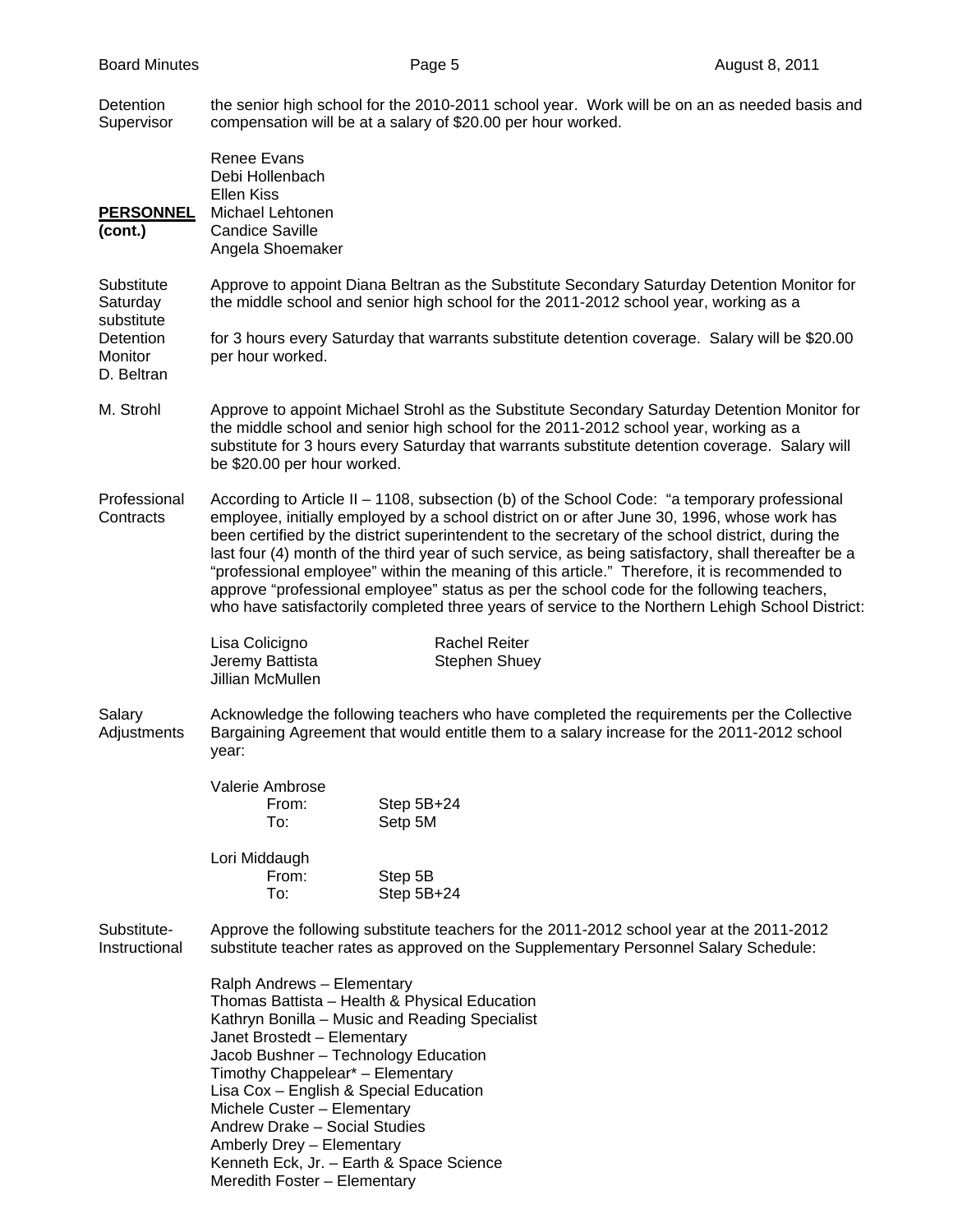Detention Supervisor — the senior high school for the 2010-2011 school year. Work will be on an as needed basis and compensation will be at a salary of $20.00 per hour worked.

Renee Evans
Debi Hollenbach
Ellen Kiss
Michael Lehtonen
Candice Saville
Angela Shoemaker

**PERSONNEL (cont.)**

Substitute Saturday Detention Monitor D. Beltran — Approve to appoint Diana Beltran as the Substitute Secondary Saturday Detention Monitor for the middle school and senior high school for the 2011-2012 school year, working as a substitute for 3 hours every Saturday that warrants substitute detention coverage. Salary will be $20.00 per hour worked.

M. Strohl — Approve to appoint Michael Strohl as the Substitute Secondary Saturday Detention Monitor for the middle school and senior high school for the 2011-2012 school year, working as a substitute for 3 hours every Saturday that warrants substitute detention coverage. Salary will be $20.00 per hour worked.

Professional Contracts — According to Article II – 1108, subsection (b) of the School Code: "a temporary professional employee, initially employed by a school district on or after June 30, 1996, whose work has been certified by the district superintendent to the secretary of the school district, during the last four (4) month of the third year of such service, as being satisfactory, shall thereafter be a "professional employee" within the meaning of this article." Therefore, it is recommended to approve "professional employee" status as per the school code for the following teachers, who have satisfactorily completed three years of service to the Northern Lehigh School District:

Lisa Colicigno
Jeremy Battista
Jillian McMullen
Rachel Reiter
Stephen Shuey

Salary Adjustments — Acknowledge the following teachers who have completed the requirements per the Collective Bargaining Agreement that would entitle them to a salary increase for the 2011-2012 school year:

Valerie Ambrose
From: Step 5B+24
To: Setp 5M

Lori Middaugh
From: Step 5B
To: Step 5B+24

Substitute-Instructional — Approve the following substitute teachers for the 2011-2012 school year at the 2011-2012 substitute teacher rates as approved on the Supplementary Personnel Salary Schedule:

Ralph Andrews – Elementary
Thomas Battista – Health & Physical Education
Kathryn Bonilla – Music and Reading Specialist
Janet Brostedt – Elementary
Jacob Bushner – Technology Education
Timothy Chappelear* – Elementary
Lisa Cox – English & Special Education
Michele Custer – Elementary
Andrew Drake – Social Studies
Amberly Drey – Elementary
Kenneth Eck, Jr. – Earth & Space Science
Meredith Foster – Elementary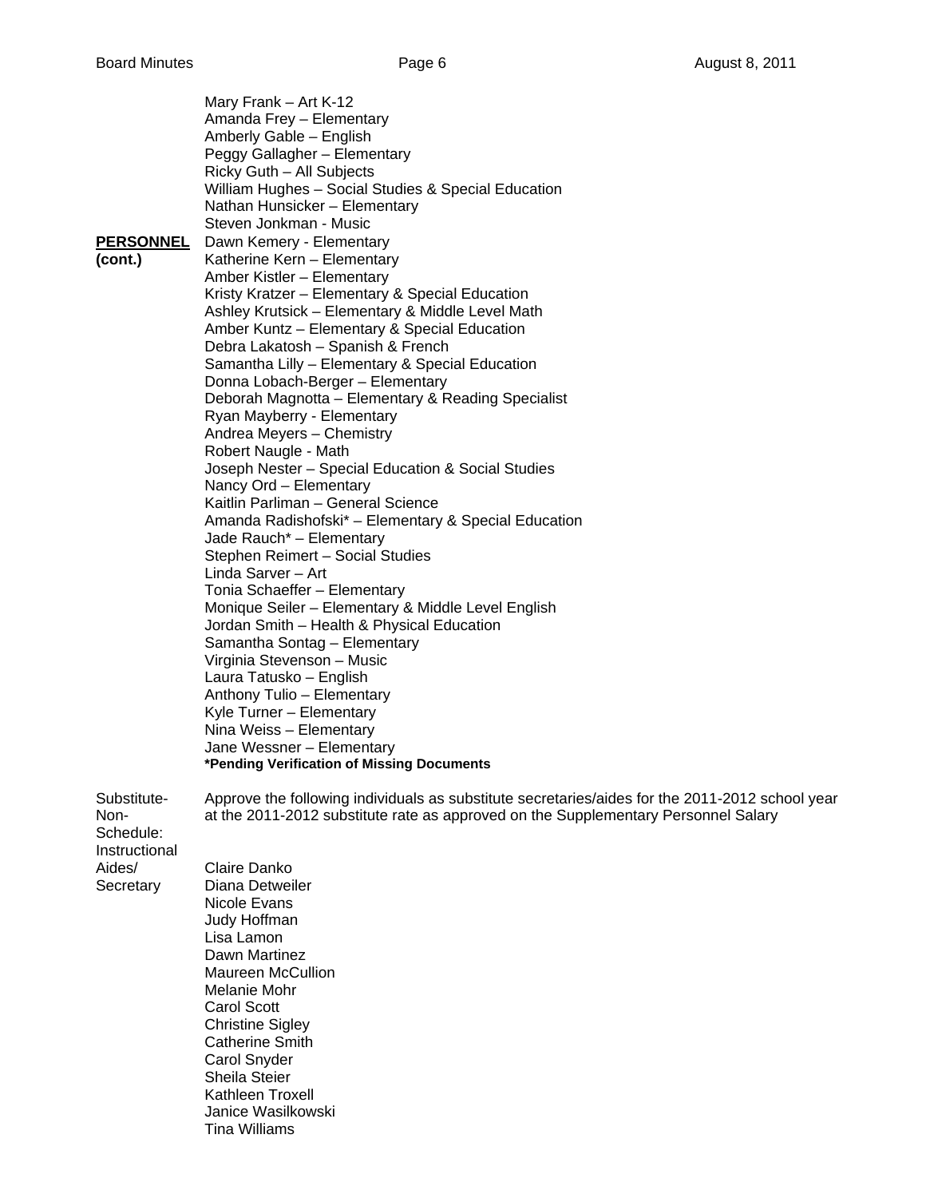**PERSONNEL (cont.)**

Mary Frank – Art K-12
Amanda Frey – Elementary
Amberly Gable – English
Peggy Gallagher – Elementary
Ricky Guth – All Subjects
William Hughes – Social Studies & Special Education
Nathan Hunsicker – Elementary
Steven Jonkman - Music
Dawn Kemery - Elementary
Katherine Kern – Elementary
Amber Kistler – Elementary
Kristy Kratzer – Elementary & Special Education
Ashley Krutsick – Elementary & Middle Level Math
Amber Kuntz – Elementary & Special Education
Debra Lakatosh – Spanish & French
Samantha Lilly – Elementary & Special Education
Donna Lobach-Berger – Elementary
Deborah Magnotta – Elementary & Reading Specialist
Ryan Mayberry - Elementary
Andrea Meyers – Chemistry
Robert Naugle - Math
Joseph Nester – Special Education & Social Studies
Nancy Ord – Elementary
Kaitlin Parliman – General Science
Amanda Radishofski* – Elementary & Special Education
Jade Rauch* – Elementary
Stephen Reimert – Social Studies
Linda Sarver – Art
Tonia Schaeffer – Elementary
Monique Seiler – Elementary & Middle Level English
Jordan Smith – Health & Physical Education
Samantha Sontag – Elementary
Virginia Stevenson – Music
Laura Tatusko – English
Anthony Tulio – Elementary
Kyle Turner – Elementary
Nina Weiss – Elementary
Jane Wessner – Elementary
**\*Pending Verification of Missing Documents**

Substitute-Non-Schedule: Instructional Aides/ Secretary

Approve the following individuals as substitute secretaries/aides for the 2011-2012 school year at the 2011-2012 substitute rate as approved on the Supplementary Personnel Salary

Claire Danko
Diana Detweiler
Nicole Evans
Judy Hoffman
Lisa Lamon
Dawn Martinez
Maureen McCullion
Melanie Mohr
Carol Scott
Christine Sigley
Catherine Smith
Carol Snyder
Sheila Steier
Kathleen Troxell
Janice Wasilkowski
Tina Williams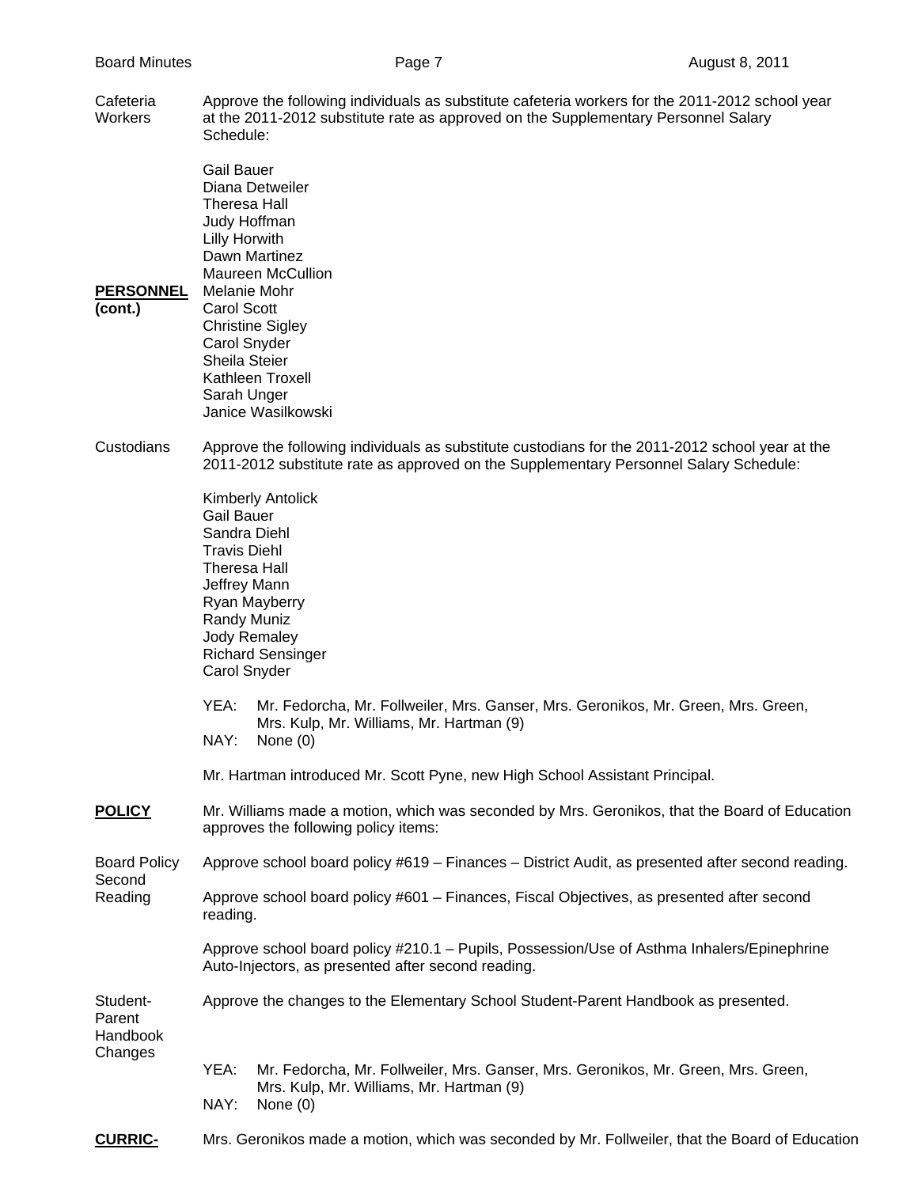Cafeteria Workers — Approve the following individuals as substitute cafeteria workers for the 2011-2012 school year at the 2011-2012 substitute rate as approved on the Supplementary Personnel Salary Schedule:

Gail Bauer
Diana Detweiler
Theresa Hall
Judy Hoffman
Lilly Horwith
Dawn Martinez
Maureen McCullion
Melanie Mohr
Carol Scott
Christine Sigley
Carol Snyder
Sheila Steier
Kathleen Troxell
Sarah Unger
Janice Wasilkowski

**PERSONNEL (cont.)**

Custodians — Approve the following individuals as substitute custodians for the 2011-2012 school year at the 2011-2012 substitute rate as approved on the Supplementary Personnel Salary Schedule:

Kimberly Antolick
Gail Bauer
Sandra Diehl
Travis Diehl
Theresa Hall
Jeffrey Mann
Ryan Mayberry
Randy Muniz
Jody Remaley
Richard Sensinger
Carol Snyder

YEA: Mr. Fedorcha, Mr. Follweiler, Mrs. Ganser, Mrs. Geronikos, Mr. Green, Mrs. Green, Mrs. Kulp, Mr. Williams, Mr. Hartman (9)
NAY: None (0)

Mr. Hartman introduced Mr. Scott Pyne, new High School Assistant Principal.

**POLICY**

Mr. Williams made a motion, which was seconded by Mrs. Geronikos, that the Board of Education approves the following policy items:

Board Policy Second Reading — Approve school board policy #619 – Finances – District Audit, as presented after second reading.

Approve school board policy #601 – Finances, Fiscal Objectives, as presented after second reading.

Approve school board policy #210.1 – Pupils, Possession/Use of Asthma Inhalers/Epinephrine Auto-Injectors, as presented after second reading.

Student-Parent Handbook Changes — Approve the changes to the Elementary School Student-Parent Handbook as presented.

YEA: Mr. Fedorcha, Mr. Follweiler, Mrs. Ganser, Mrs. Geronikos, Mr. Green, Mrs. Green, Mrs. Kulp, Mr. Williams, Mr. Hartman (9)
NAY: None (0)

**CURRIC-**

Mrs. Geronikos made a motion, which was seconded by Mr. Follweiler, that the Board of Education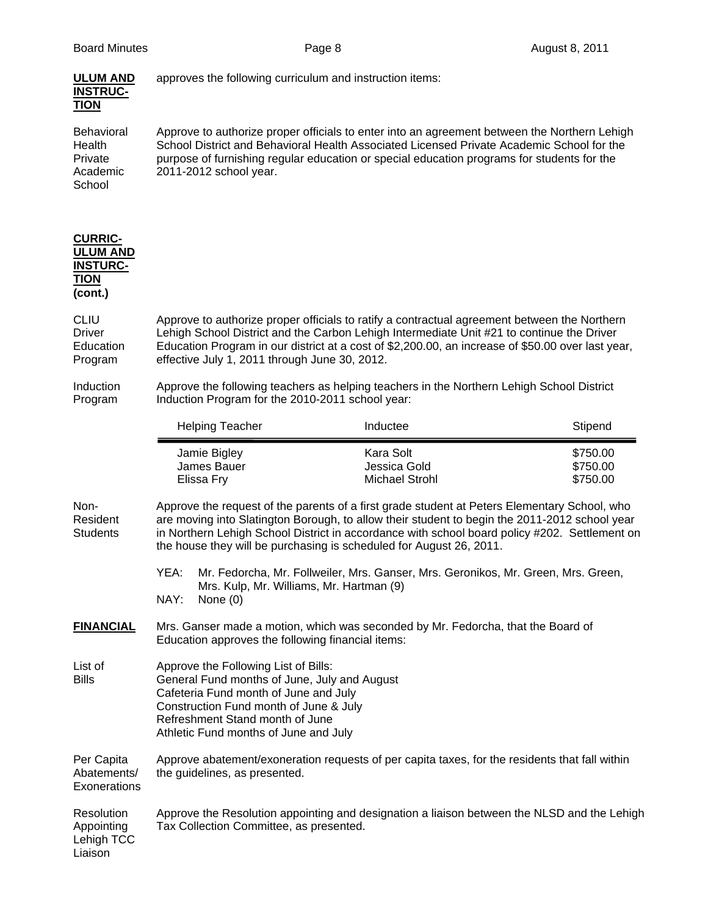**ULUM AND INSTRUC-TION**

approves the following curriculum and instruction items:

Behavioral Health Private Academic School

Approve to authorize proper officials to enter into an agreement between the Northern Lehigh School District and Behavioral Health Associated Licensed Private Academic School for the purpose of furnishing regular education or special education programs for students for the 2011-2012 school year.

**CURRIC-ULUM AND INSTURC-TION (cont.)**

CLIU Driver Education Program

Approve to authorize proper officials to ratify a contractual agreement between the Northern Lehigh School District and the Carbon Lehigh Intermediate Unit #21 to continue the Driver Education Program in our district at a cost of $2,200.00, an increase of $50.00 over last year, effective July 1, 2011 through June 30, 2012.

Induction Program

Approve the following teachers as helping teachers in the Northern Lehigh School District Induction Program for the 2010-2011 school year:

| Helping Teacher | Inductee | Stipend |
|---|---|---|
| Jamie Bigley | Kara Solt | $750.00 |
| James Bauer | Jessica Gold | $750.00 |
| Elissa Fry | Michael Strohl | $750.00 |

Non-Resident Students

Approve the request of the parents of a first grade student at Peters Elementary School, who are moving into Slatington Borough, to allow their student to begin the 2011-2012 school year in Northern Lehigh School District in accordance with school board policy #202. Settlement on the house they will be purchasing is scheduled for August 26, 2011.

YEA: Mr. Fedorcha, Mr. Follweiler, Mrs. Ganser, Mrs. Geronikos, Mr. Green, Mrs. Green, Mrs. Kulp, Mr. Williams, Mr. Hartman (9)
NAY: None (0)

**FINANCIAL**

Mrs. Ganser made a motion, which was seconded by Mr. Fedorcha, that the Board of Education approves the following financial items:

List of Bills

Approve the Following List of Bills:
General Fund months of June, July and August
Cafeteria Fund month of June and July
Construction Fund month of June & July
Refreshment Stand month of June
Athletic Fund months of June and July

Per Capita Abatements/ Exonerations

Approve abatement/exoneration requests of per capita taxes, for the residents that fall within the guidelines, as presented.

Resolution Appointing Lehigh TCC Liaison

Approve the Resolution appointing and designation a liaison between the NLSD and the Lehigh Tax Collection Committee, as presented.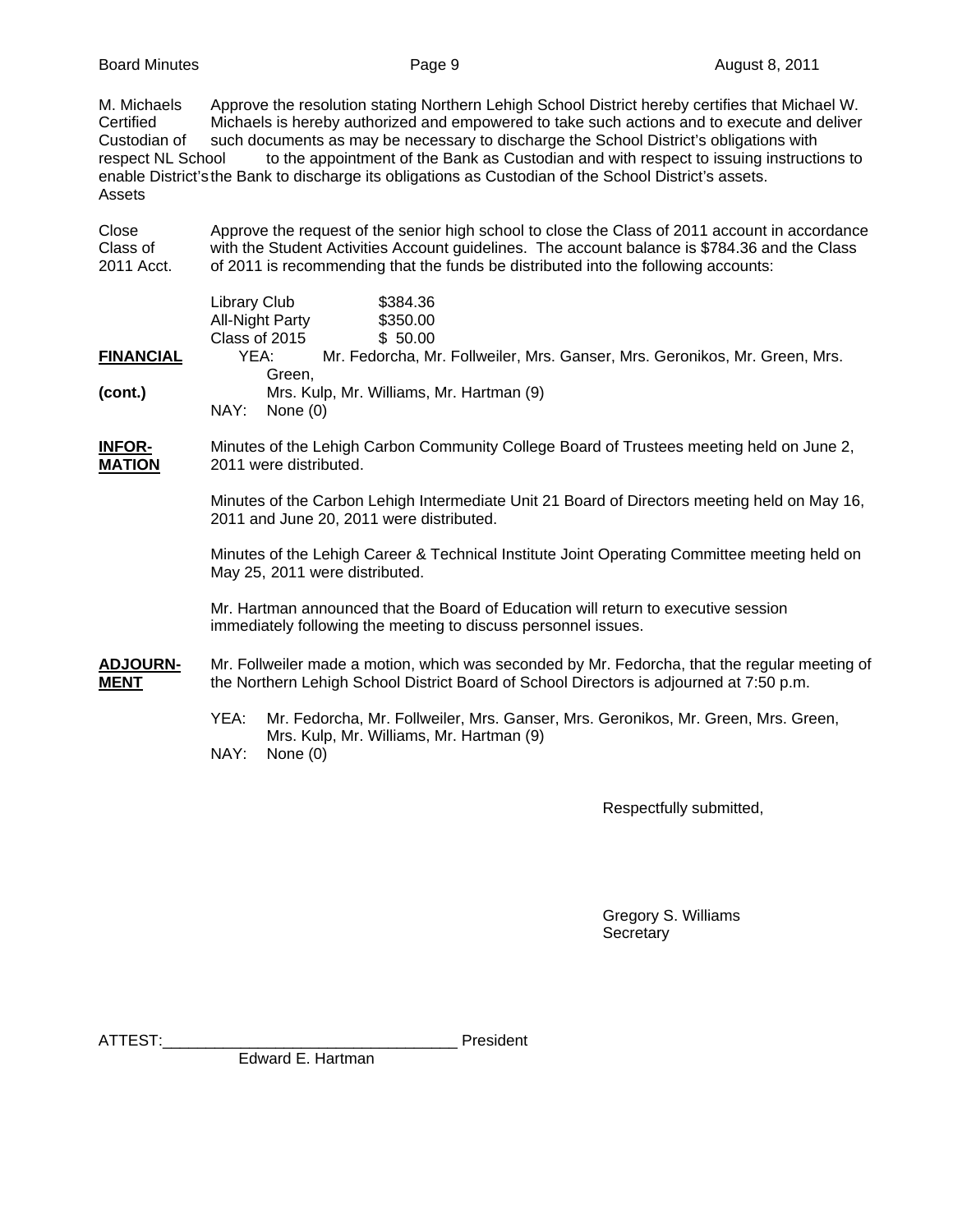M. Michaels Certified Custodian of NL School District's Assets

Approve the resolution stating Northern Lehigh School District hereby certifies that Michael W. Michaels is hereby authorized and empowered to take such actions and to execute and deliver such documents as may be necessary to discharge the School District's obligations with respect to the appointment of the Bank as Custodian and with respect to issuing instructions to enable the Bank to discharge its obligations as Custodian of the School District's assets.

Close Class of 2011 Acct.

Approve the request of the senior high school to close the Class of 2011 account in accordance with the Student Activities Account guidelines. The account balance is $784.36 and the Class of 2011 is recommending that the funds be distributed into the following accounts:

| | |
|---|---|
| Library Club | $384.36 |
| All-Night Party | $350.00 |
| Class of 2015 | $ 50.00 |

**FINANCIAL (cont.)**

YEA: Mr. Fedorcha, Mr. Follweiler, Mrs. Ganser, Mrs. Geronikos, Mr. Green, Mrs. Green, Mrs. Kulp, Mr. Williams, Mr. Hartman (9)
NAY: None (0)

**INFOR-MATION**

Minutes of the Lehigh Carbon Community College Board of Trustees meeting held on June 2, 2011 were distributed.

Minutes of the Carbon Lehigh Intermediate Unit 21 Board of Directors meeting held on May 16, 2011 and June 20, 2011 were distributed.

Minutes of the Lehigh Career & Technical Institute Joint Operating Committee meeting held on May 25, 2011 were distributed.

Mr. Hartman announced that the Board of Education will return to executive session immediately following the meeting to discuss personnel issues.

**ADJOURN-MENT**

Mr. Follweiler made a motion, which was seconded by Mr. Fedorcha, that the regular meeting of the Northern Lehigh School District Board of School Directors is adjourned at 7:50 p.m.

YEA: Mr. Fedorcha, Mr. Follweiler, Mrs. Ganser, Mrs. Geronikos, Mr. Green, Mrs. Green, Mrs. Kulp, Mr. Williams, Mr. Hartman (9)
NAY: None (0)

Respectfully submitted,

Gregory S. Williams
Secretary

ATTEST:_________________________________ President
Edward E. Hartman